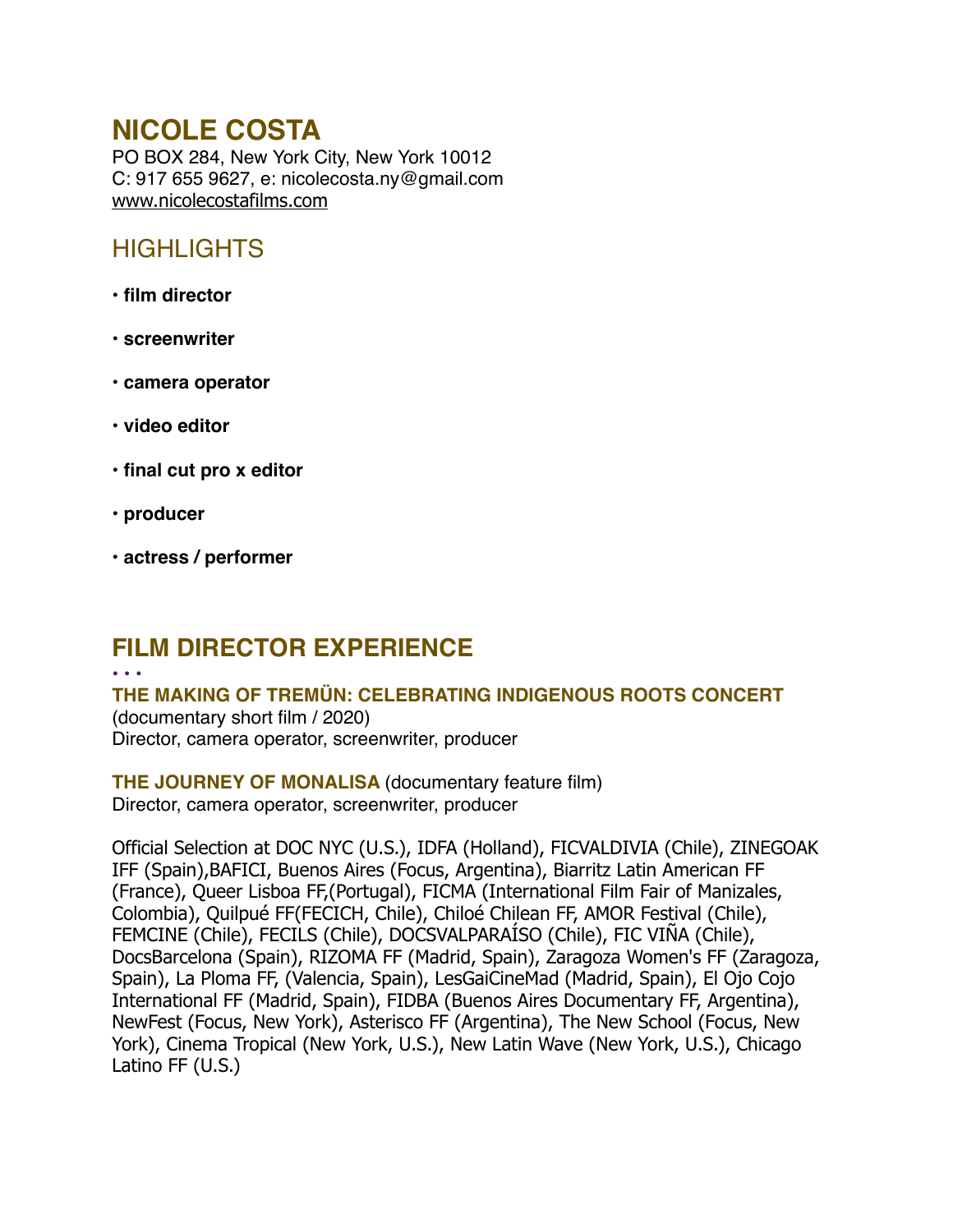# NICOLE COSTA

PO BOX 284, New York City, New York 10012
C: 917 655 9627, e: nicolecosta.ny@gmail.com
www.nicolecostafilms.com

## HIGHLIGHTS

- **film director**
- **screenwriter**
- **camera operator**
- **video editor**
- **final cut pro x editor**
- **producer**
- **actress / performer**

## FILM DIRECTOR EXPERIENCE

• • •

**THE MAKING OF TREMÜN: CELEBRATING INDIGENOUS ROOTS CONCERT**
(documentary short film / 2020)
Director, camera operator, screenwriter, producer

**THE JOURNEY OF MONALISA** (documentary feature film)
Director, camera operator, screenwriter, producer

Official Selection at DOC NYC (U.S.), IDFA (Holland), FICVALDIVIA (Chile), ZINEGOAK IFF (Spain),BAFICI, Buenos Aires (Focus, Argentina), Biarritz Latin American FF (France), Queer Lisboa FF,(Portugal), FICMA (International Film Fair of Manizales, Colombia), Quilpué FF(FECICH, Chile), Chiloé Chilean FF, AMOR Festival (Chile), FEMCINE (Chile), FECILS (Chile), DOCSVALPARAÍSO (Chile), FIC VIÑA (Chile), DocsBarcelona (Spain), RIZOMA FF (Madrid, Spain), Zaragoza Women's FF (Zaragoza, Spain), La Ploma FF, (Valencia, Spain), LesGaiCineMad (Madrid, Spain), El Ojo Cojo International FF (Madrid, Spain), FIDBA (Buenos Aires Documentary FF, Argentina), NewFest (Focus, New York), Asterisco FF (Argentina), The New School (Focus, New York), Cinema Tropical (New York, U.S.), New Latin Wave (New York, U.S.), Chicago Latino FF (U.S.)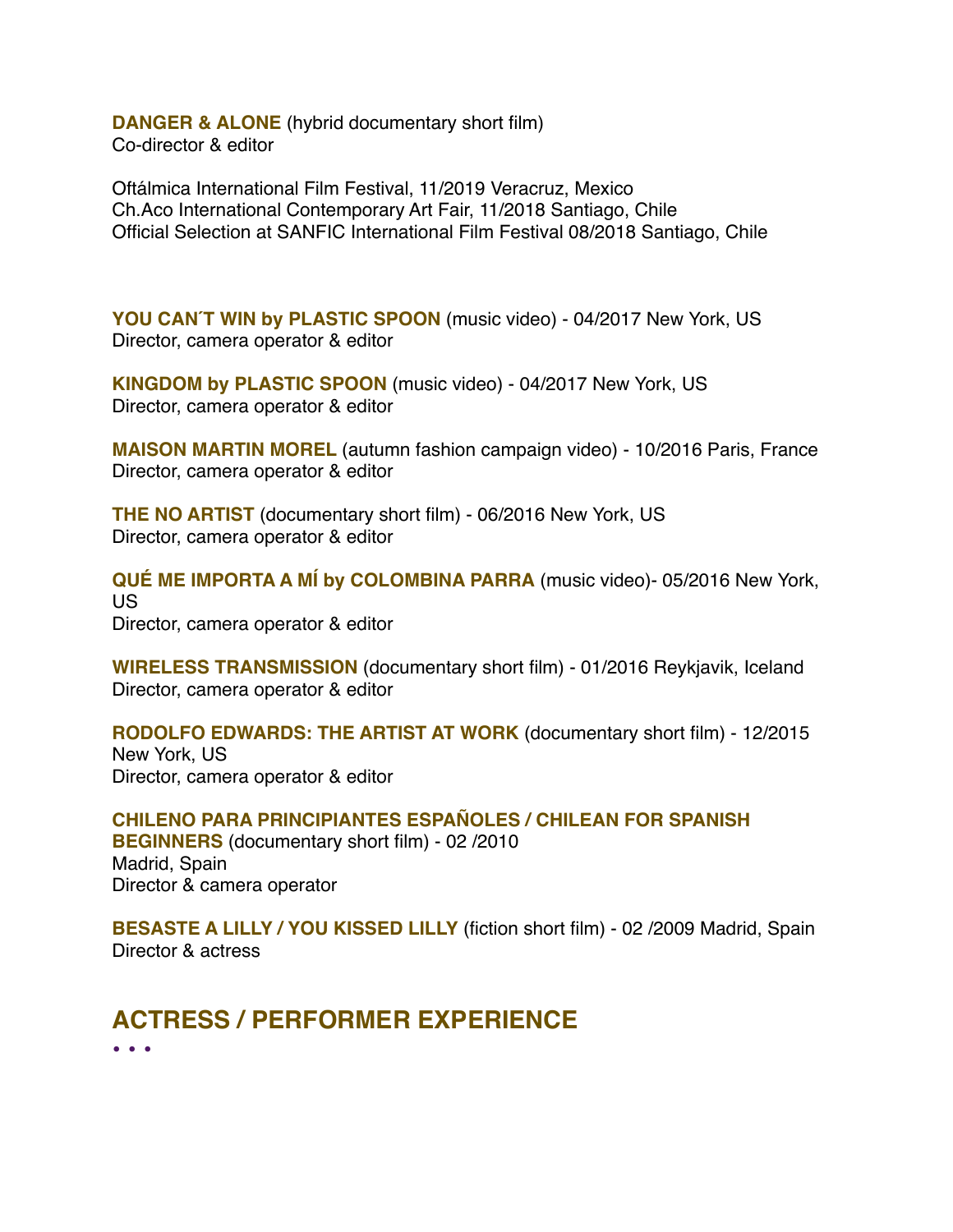**DANGER & ALONE** (hybrid documentary short film)
Co-director & editor

Oftálmica International Film Festival, 11/2019 Veracruz, Mexico
Ch.Aco International Contemporary Art Fair, 11/2018 Santiago, Chile
Official Selection at SANFIC International Film Festival 08/2018 Santiago, Chile

**YOU CAN´T WIN by PLASTIC SPOON** (music video) - 04/2017 New York, US
Director, camera operator & editor

**KINGDOM by PLASTIC SPOON** (music video) - 04/2017 New York, US
Director, camera operator & editor

**MAISON MARTIN MOREL** (autumn fashion campaign video) - 10/2016 Paris, France
Director, camera operator & editor

**THE NO ARTIST** (documentary short film) - 06/2016 New York, US
Director, camera operator & editor

**QUÉ ME IMPORTA A MÍ by COLOMBINA PARRA** (music video)- 05/2016 New York, US
Director, camera operator & editor

**WIRELESS TRANSMISSION** (documentary short film) - 01/2016 Reykjavik, Iceland
Director, camera operator & editor

**RODOLFO EDWARDS: THE ARTIST AT WORK** (documentary short film) - 12/2015 New York, US
Director, camera operator & editor

**CHILENO PARA PRINCIPIANTES ESPAÑOLES / CHILEAN FOR SPANISH BEGINNERS** (documentary short film) - 02 /2010
Madrid, Spain
Director & camera operator

**BESASTE A LILLY / YOU KISSED LILLY** (fiction short film) - 02 /2009 Madrid, Spain
Director & actress

## ACTRESS / PERFORMER EXPERIENCE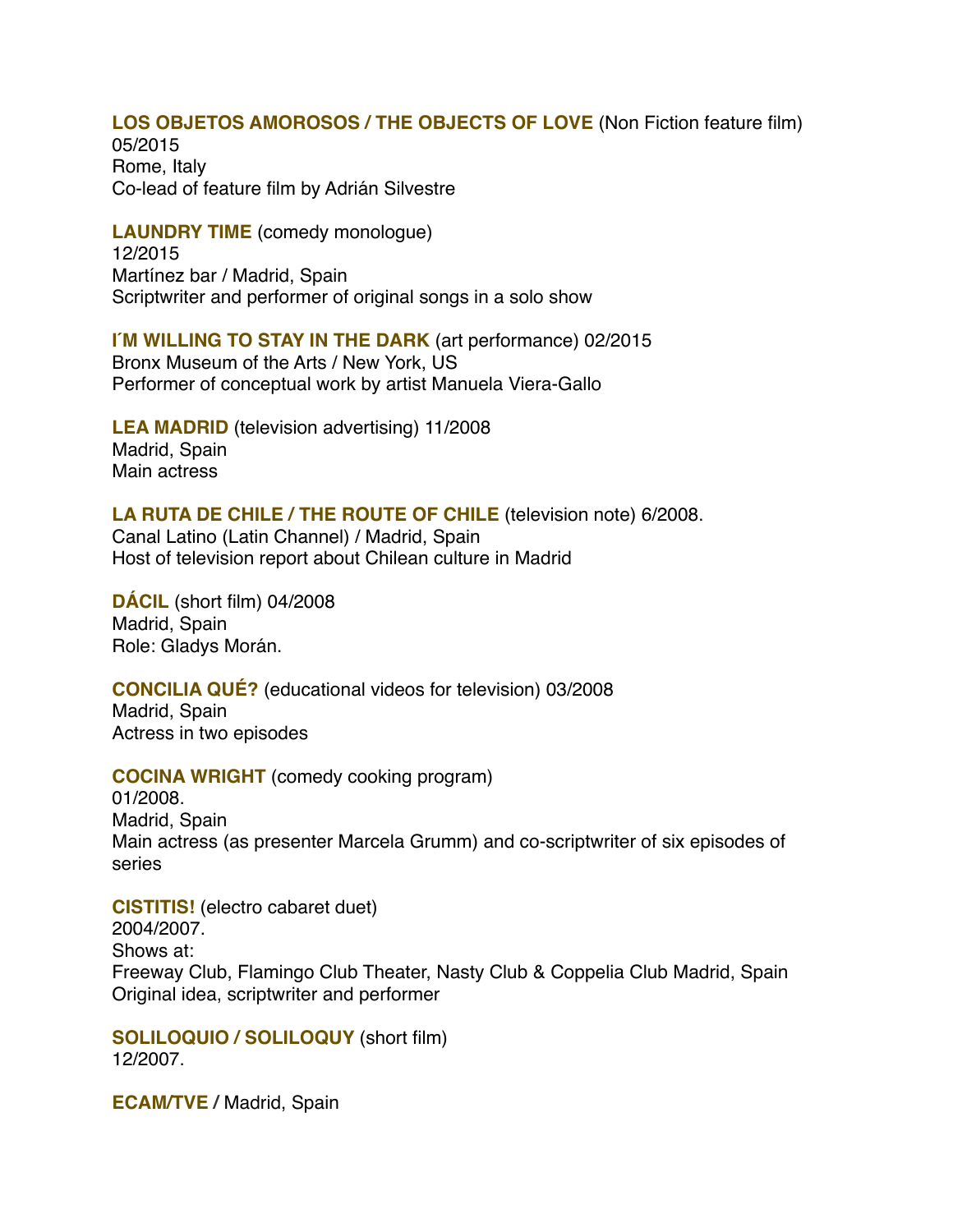**LOS OBJETOS AMOROSOS / THE OBJECTS OF LOVE** (Non Fiction feature film)
05/2015
Rome, Italy
Co-lead of feature film by Adrián Silvestre

**LAUNDRY TIME** (comedy monologue)
12/2015
Martínez bar / Madrid, Spain
Scriptwriter and performer of original songs in a solo show

**I´M WILLING TO STAY IN THE DARK** (art performance) 02/2015
Bronx Museum of the Arts / New York, US
Performer of conceptual work by artist Manuela Viera-Gallo

**LEA MADRID** (television advertising) 11/2008
Madrid, Spain
Main actress

**LA RUTA DE CHILE / THE ROUTE OF CHILE** (television note) 6/2008.
Canal Latino (Latin Channel) / Madrid, Spain
Host of television report about Chilean culture in Madrid

**DÁCIL** (short film) 04/2008
Madrid, Spain
Role: Gladys Morán.

**CONCILIA QUÉ?** (educational videos for television) 03/2008
Madrid, Spain
Actress in two episodes

**COCINA WRIGHT** (comedy cooking program)
01/2008.
Madrid, Spain
Main actress (as presenter Marcela Grumm) and co-scriptwriter of six episodes of series

**CISTITIS!** (electro cabaret duet)
2004/2007.
Shows at:
Freeway Club, Flamingo Club Theater, Nasty Club & Coppelia Club Madrid, Spain
Original idea, scriptwriter and performer

**SOLILOQUIO / SOLILOQUY** (short film)
12/2007.

**ECAM/TVE** / Madrid, Spain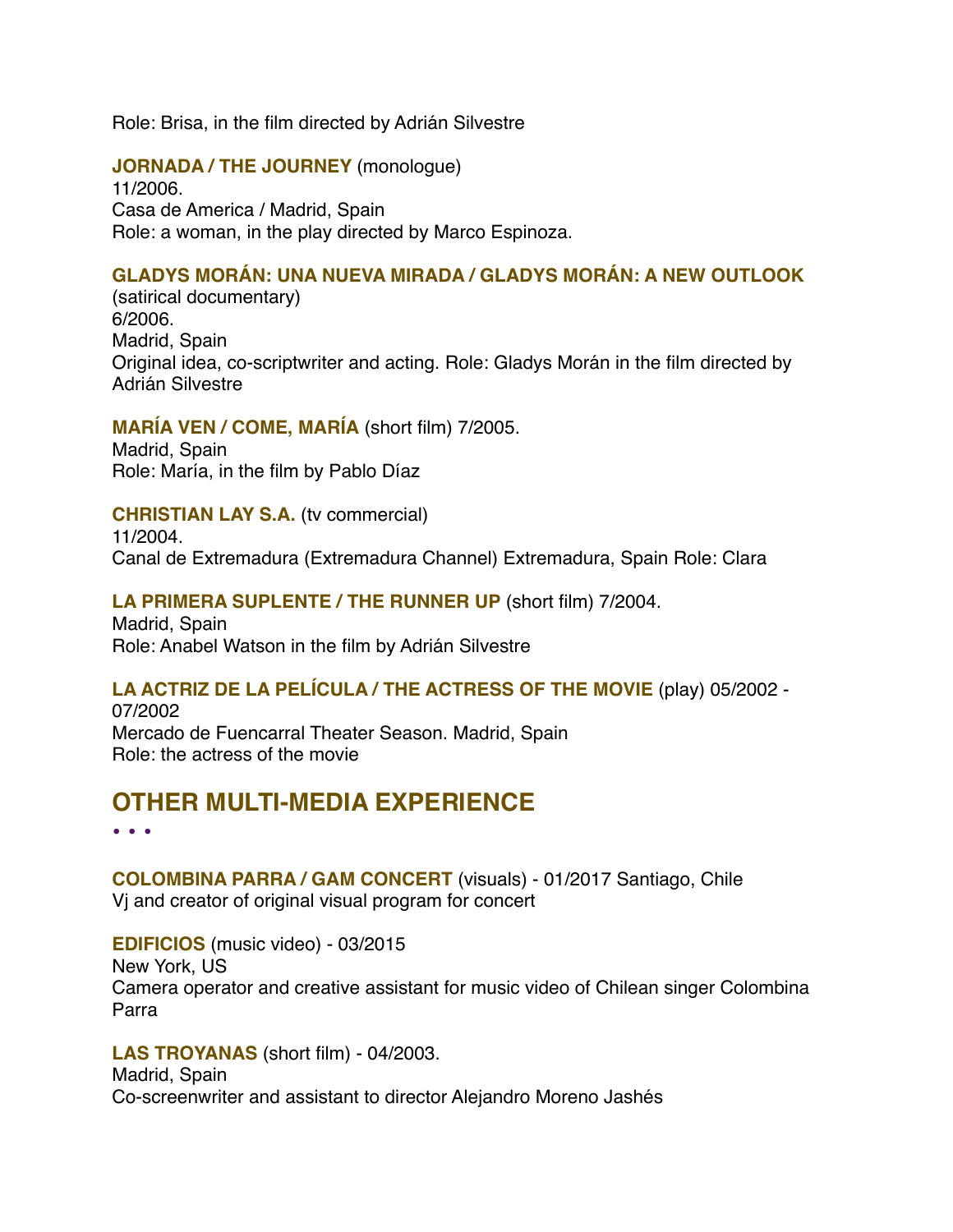Role: Brisa, in the film directed by Adrián Silvestre

**JORNADA / THE JOURNEY** (monologue)
11/2006.
Casa de America / Madrid, Spain
Role: a woman, in the play directed by Marco Espinoza.

**GLADYS MORÁN: UNA NUEVA MIRADA / GLADYS MORÁN: A NEW OUTLOOK** (satirical documentary)
6/2006.
Madrid, Spain
Original idea, co-scriptwriter and acting. Role: Gladys Morán in the film directed by Adrián Silvestre

**MARÍA VEN / COME, MARÍA** (short film) 7/2005.
Madrid, Spain
Role: María, in the film by Pablo Díaz

**CHRISTIAN LAY S.A.** (tv commercial)
11/2004.
Canal de Extremadura (Extremadura Channel) Extremadura, Spain Role: Clara

**LA PRIMERA SUPLENTE / THE RUNNER UP** (short film) 7/2004.
Madrid, Spain
Role: Anabel Watson in the film by Adrián Silvestre

**LA ACTRIZ DE LA PELÍCULA / THE ACTRESS OF THE MOVIE** (play) 05/2002 - 07/2002
Mercado de Fuencarral Theater Season. Madrid, Spain
Role: the actress of the movie

## OTHER MULTI-MEDIA EXPERIENCE

• • •

**COLOMBINA PARRA / GAM CONCERT** (visuals) - 01/2017 Santiago, Chile
Vj and creator of original visual program for concert

**EDIFICIOS** (music video) - 03/2015
New York, US
Camera operator and creative assistant for music video of Chilean singer Colombina Parra

**LAS TROYANAS** (short film) - 04/2003.
Madrid, Spain
Co-screenwriter and assistant to director Alejandro Moreno Jashés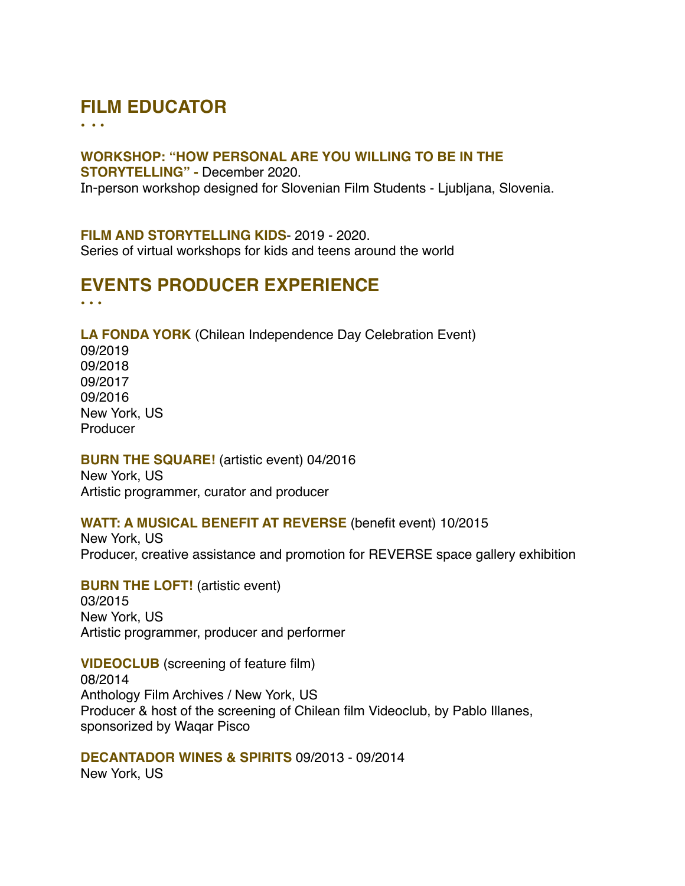## FILM EDUCATOR

• • •

**WORKSHOP: "HOW PERSONAL ARE YOU WILLING TO BE IN THE STORYTELLING" -** December 2020.
In-person workshop designed for Slovenian Film Students - Ljubljana, Slovenia.

**FILM AND STORYTELLING KIDS**- 2019 - 2020.
Series of virtual workshops for kids and teens around the world

## EVENTS PRODUCER EXPERIENCE

• • •

**LA FONDA YORK** (Chilean Independence Day Celebration Event)
09/2019
09/2018
09/2017
09/2016
New York, US
Producer

**BURN THE SQUARE!** (artistic event) 04/2016
New York, US
Artistic programmer, curator and producer

**WATT: A MUSICAL BENEFIT AT REVERSE** (benefit event) 10/2015
New York, US
Producer, creative assistance and promotion for REVERSE space gallery exhibition

**BURN THE LOFT!** (artistic event)
03/2015
New York, US
Artistic programmer, producer and performer

**VIDEOCLUB** (screening of feature film)
08/2014
Anthology Film Archives / New York, US
Producer & host of the screening of Chilean film Videoclub, by Pablo Illanes, sponsorized by Waqar Pisco

**DECANTADOR WINES & SPIRITS** 09/2013 - 09/2014
New York, US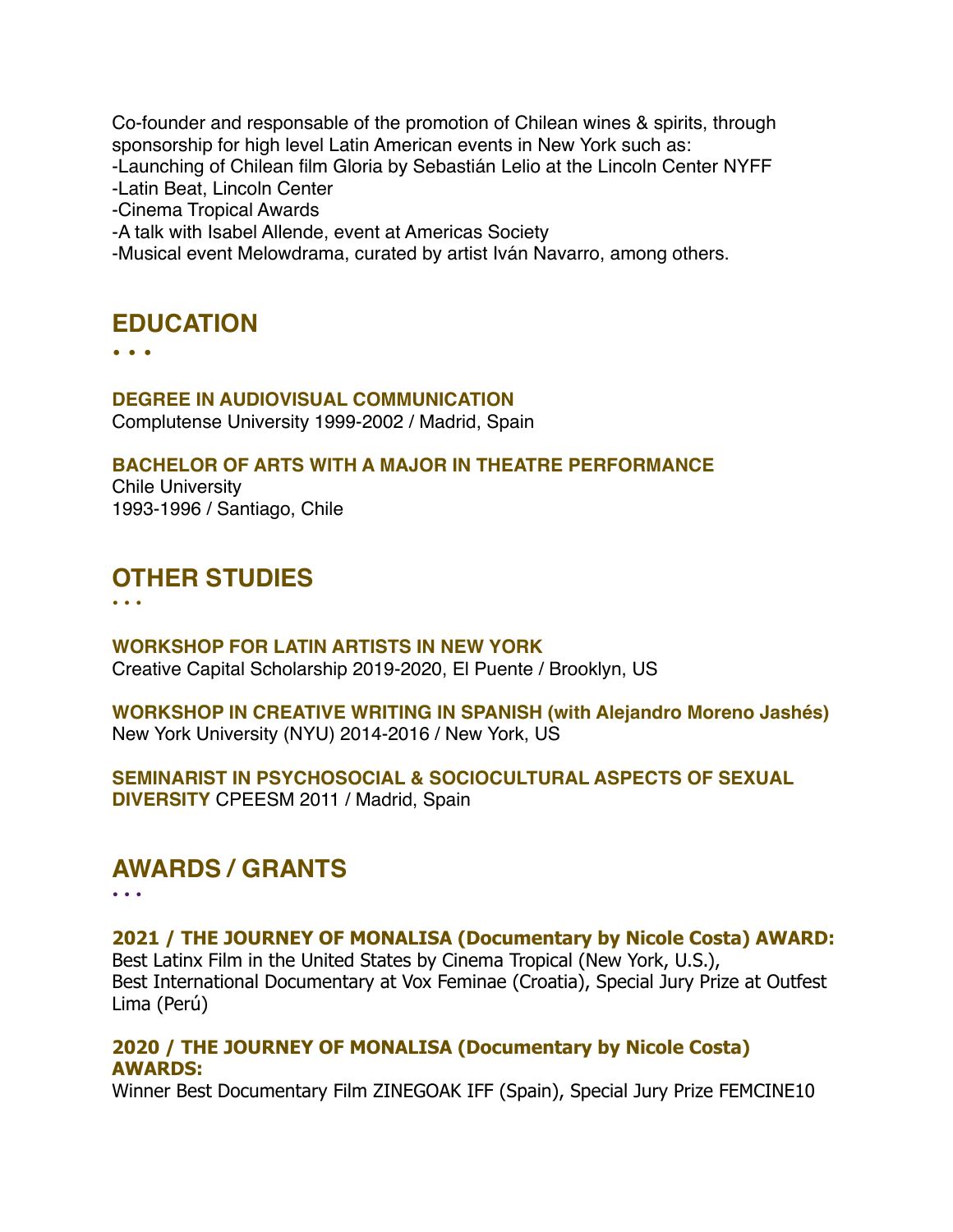Co-founder and responsable of the promotion of Chilean wines & spirits, through sponsorship for high level Latin American events in New York such as:
-Launching of Chilean film Gloria by Sebastián Lelio at the Lincoln Center NYFF
-Latin Beat, Lincoln Center
-Cinema Tropical Awards
-A talk with Isabel Allende, event at Americas Society
-Musical event Melowdrama, curated by artist Iván Navarro, among others.

## EDUCATION

• • •

**DEGREE IN AUDIOVISUAL COMMUNICATION**
Complutense University 1999-2002 / Madrid, Spain

**BACHELOR OF ARTS WITH A MAJOR IN THEATRE PERFORMANCE**
Chile University
1993-1996 / Santiago, Chile

## OTHER STUDIES

• • •

**WORKSHOP FOR LATIN ARTISTS IN NEW YORK**
Creative Capital Scholarship 2019-2020, El Puente / Brooklyn, US

**WORKSHOP IN CREATIVE WRITING IN SPANISH (with Alejandro Moreno Jashés)**
New York University (NYU) 2014-2016 / New York, US

**SEMINARIST IN PSYCHOSOCIAL & SOCIOCULTURAL ASPECTS OF SEXUAL DIVERSITY** CPEESM 2011 / Madrid, Spain

## AWARDS / GRANTS

• • •

**2021 / THE JOURNEY OF MONALISA (Documentary by Nicole Costa) AWARD:**
Best Latinx Film in the United States by Cinema Tropical (New York, U.S.),
Best International Documentary at Vox Feminae (Croatia), Special Jury Prize at Outfest Lima (Perú)

**2020 / THE JOURNEY OF MONALISA (Documentary by Nicole Costa) AWARDS:**
Winner Best Documentary Film ZINEGOAK IFF (Spain), Special Jury Prize FEMCINE10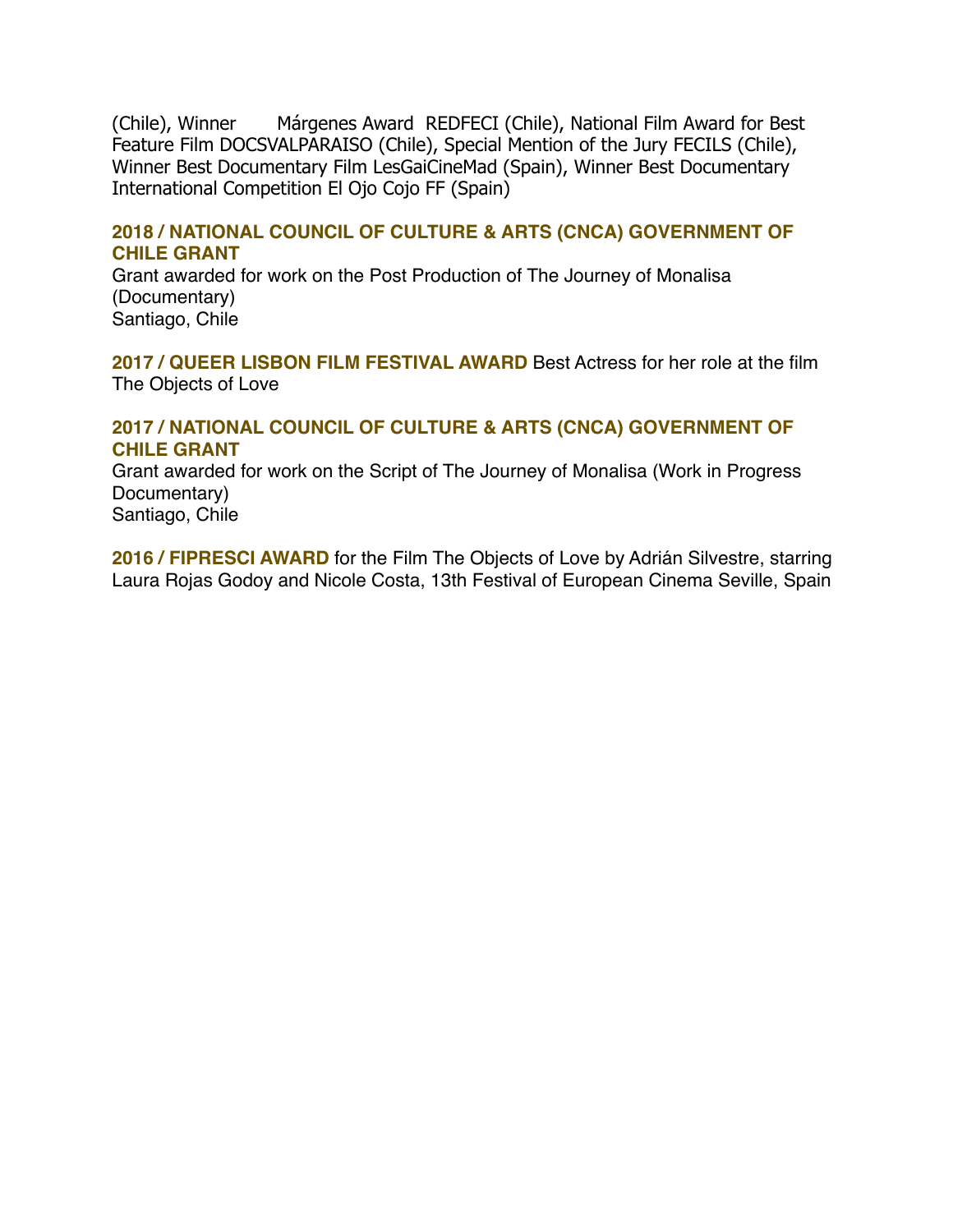(Chile), Winner Márgenes Award REDFECI (Chile), National Film Award for Best Feature Film DOCSVALPARAISO (Chile), Special Mention of the Jury FECILS (Chile), Winner Best Documentary Film LesGaiCineMad (Spain), Winner Best Documentary International Competition El Ojo Cojo FF (Spain)

**2018 / NATIONAL COUNCIL OF CULTURE & ARTS (CNCA) GOVERNMENT OF CHILE GRANT**
Grant awarded for work on the Post Production of The Journey of Monalisa (Documentary)
Santiago, Chile

**2017 / QUEER LISBON FILM FESTIVAL AWARD** Best Actress for her role at the film The Objects of Love

**2017 / NATIONAL COUNCIL OF CULTURE & ARTS (CNCA) GOVERNMENT OF CHILE GRANT**
Grant awarded for work on the Script of The Journey of Monalisa (Work in Progress Documentary)
Santiago, Chile

**2016 / FIPRESCI AWARD** for the Film The Objects of Love by Adrián Silvestre, starring Laura Rojas Godoy and Nicole Costa, 13th Festival of European Cinema Seville, Spain